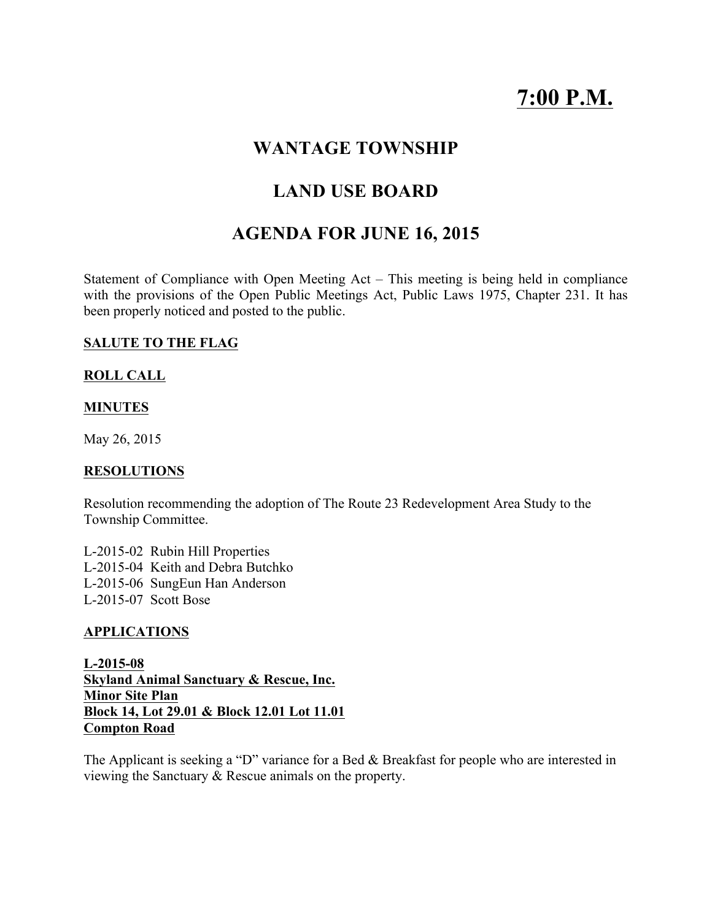# 7:00 P.M.

## WANTAGE TOWNSHIP

## LAND USE BOARD

## AGENDA FOR JUNE 16, 2015

Statement of Compliance with Open Meeting Act – This meeting is being held in compliance with the provisions of the Open Public Meetings Act, Public Laws 1975, Chapter 231. It has been properly noticed and posted to the public.

**SALUTE TO THE FLAG**

**ROLL CALL**

**MINUTES**

May 26, 2015

**RESOLUTIONS**

Resolution recommending the adoption of The Route 23 Redevelopment Area Study to the Township Committee.

L-2015-02 Rubin Hill Properties
L-2015-04 Keith and Debra Butchko
L-2015-06 SungEun Han Anderson
L-2015-07 Scott Bose

**APPLICATIONS**

**L-2015-08**
**Skyland Animal Sanctuary & Rescue, Inc.**
**Minor Site Plan**
**Block 14, Lot 29.01 & Block 12.01 Lot 11.01**
**Compton Road**

The Applicant is seeking a "D" variance for a Bed & Breakfast for people who are interested in viewing the Sanctuary & Rescue animals on the property.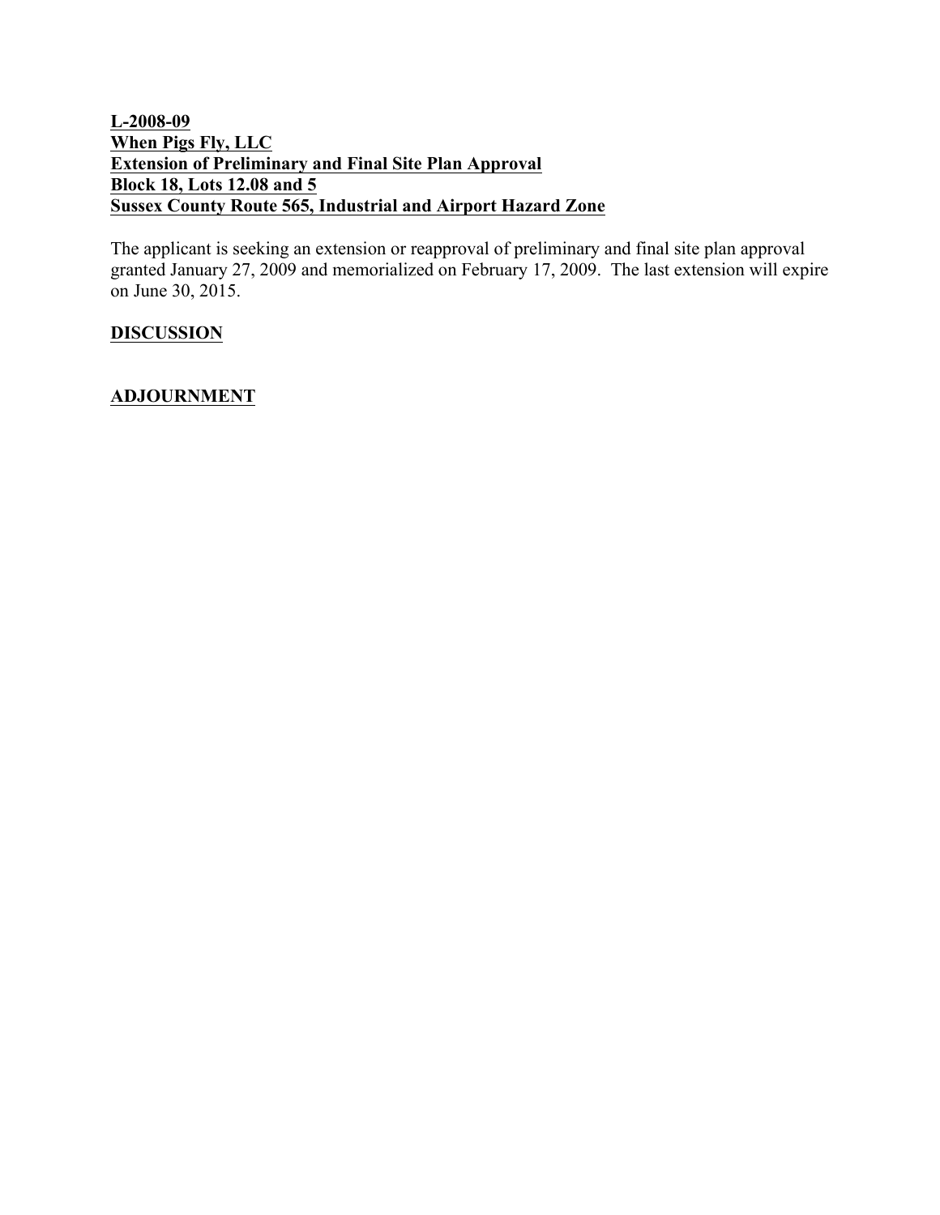**L-2008-09**
**When Pigs Fly, LLC**
**Extension of Preliminary and Final Site Plan Approval**
**Block 18, Lots 12.08 and 5**
**Sussex County Route 565, Industrial and Airport Hazard Zone**

The applicant is seeking an extension or reapproval of preliminary and final site plan approval granted January 27, 2009 and memorialized on February 17, 2009. The last extension will expire on June 30, 2015.

**DISCUSSION**

**ADJOURNMENT**